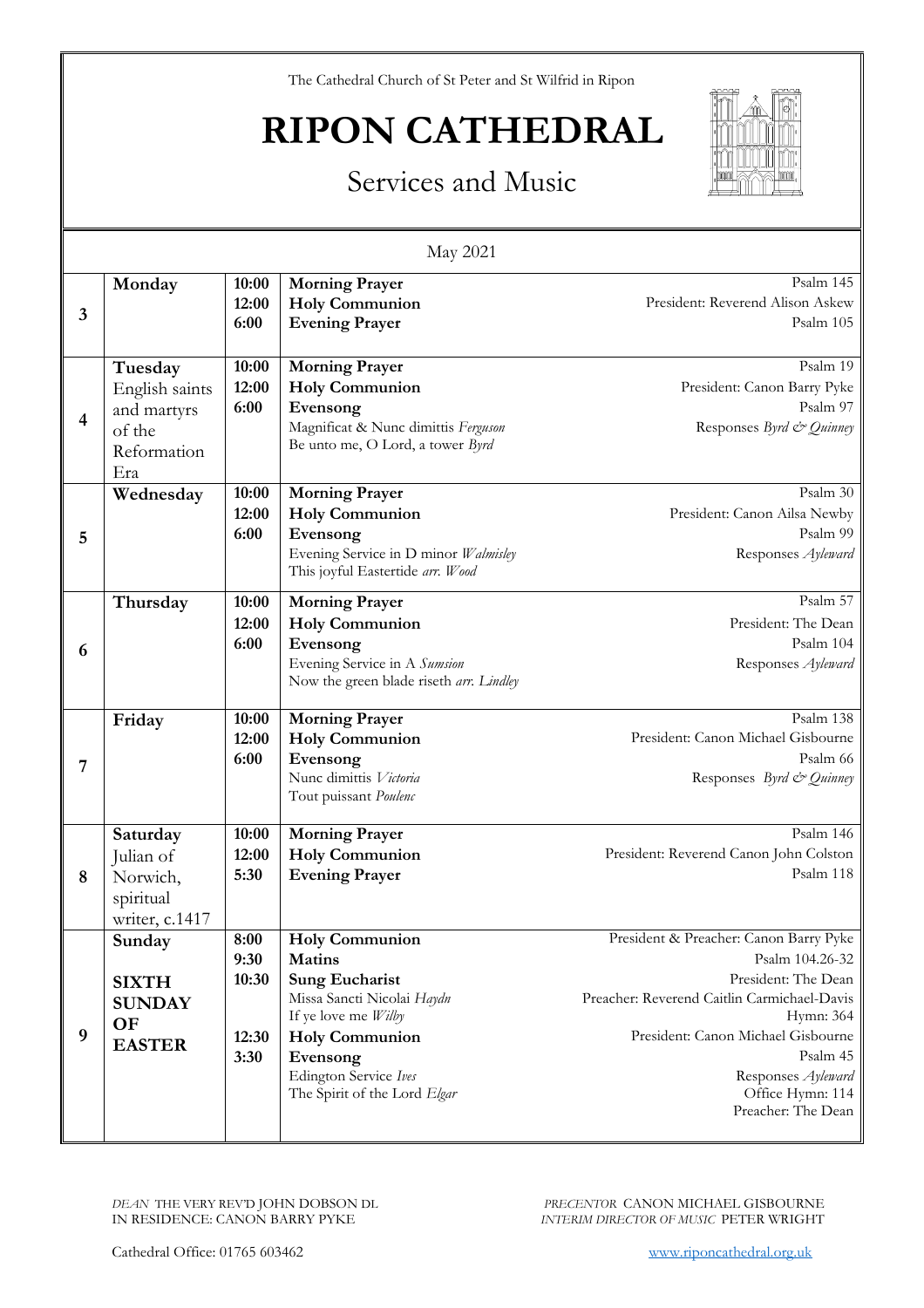The Cathedral Church of St Peter and St Wilfrid in Ripon

# RIPON CATHEDRAL

## Services and Music

May 2021

| | | | | |
|---|---|---|---|---|
| 3 | **Monday** | **10:00**<br>**12:00**<br>**6:00** | **Morning Prayer**<br>**Holy Communion**<br>**Evening Prayer** | Psalm 145<br>President: Reverend Alison Askew<br>Psalm 105 |
| 4 | **Tuesday**<br>English saints and martyrs of the Reformation Era | **10:00**<br>**12:00**<br>**6:00** | **Morning Prayer**<br>**Holy Communion**<br>**Evensong**<br>Magnificat & Nunc dimittis *Ferguson*<br>Be unto me, O Lord, a tower *Byrd* | Psalm 19<br>President: Canon Barry Pyke<br>Psalm 97<br>Responses *Byrd & Quinney* |
| 5 | **Wednesday** | **10:00**<br>**12:00**<br>**6:00** | **Morning Prayer**<br>**Holy Communion**<br>**Evensong**<br>Evening Service in D minor *Walmisley*<br>This joyful Eastertide *arr. Wood* | Psalm 30<br>President: Canon Ailsa Newby<br>Psalm 99<br>Responses *Ayleward* |
| 6 | **Thursday** | **10:00**<br>**12:00**<br>**6:00** | **Morning Prayer**<br>**Holy Communion**<br>**Evensong**<br>Evening Service in A *Sumsion*<br>Now the green blade riseth *arr. Lindley* | Psalm 57<br>President: The Dean<br>Psalm 104<br>Responses *Ayleward* |
| 7 | **Friday** | **10:00**<br>**12:00**<br>**6:00** | **Morning Prayer**<br>**Holy Communion**<br>**Evensong**<br>Nunc dimittis *Victoria*<br>Tout puissant *Poulenc* | Psalm 138<br>President: Canon Michael Gisbourne<br>Psalm 66<br>Responses *Byrd & Quinney* |
| 8 | **Saturday**<br>Julian of Norwich, spiritual writer, c.1417 | **10:00**<br>**12:00**<br>**5:30** | **Morning Prayer**<br>**Holy Communion**<br>**Evening Prayer** | Psalm 146<br>President: Reverend Canon John Colston<br>Psalm 118 |
| 9 | **Sunday**<br><br>**SIXTH SUNDAY OF EASTER** | **8:00**<br>**9:30**<br>**10:30**<br><br><br>**12:30**<br>**3:30** | **Holy Communion**<br>**Matins**<br>**Sung Eucharist**<br>Missa Sancti Nicolai *Haydn*<br>If ye love me *Wilby*<br>**Holy Communion**<br>**Evensong**<br>Edington Service *Ives*<br>The Spirit of the Lord *Elgar* | President & Preacher: Canon Barry Pyke<br>Psalm 104.26-32<br>President: The Dean<br>Preacher: Reverend Caitlin Carmichael-Davis<br>Hymn: 364<br>President: Canon Michael Gisbourne<br>Psalm 45<br>Responses *Ayleward*<br>Office Hymn: 114<br>Preacher: The Dean |

*DEAN* THE VERY REV'D JOHN DOBSON DL
IN RESIDENCE: CANON BARRY PYKE

*PRECENTOR* CANON MICHAEL GISBOURNE
*INTERIM DIRECTOR OF MUSIC* PETER WRIGHT

Cathedral Office: 01765 603462

www.riponcathedral.org.uk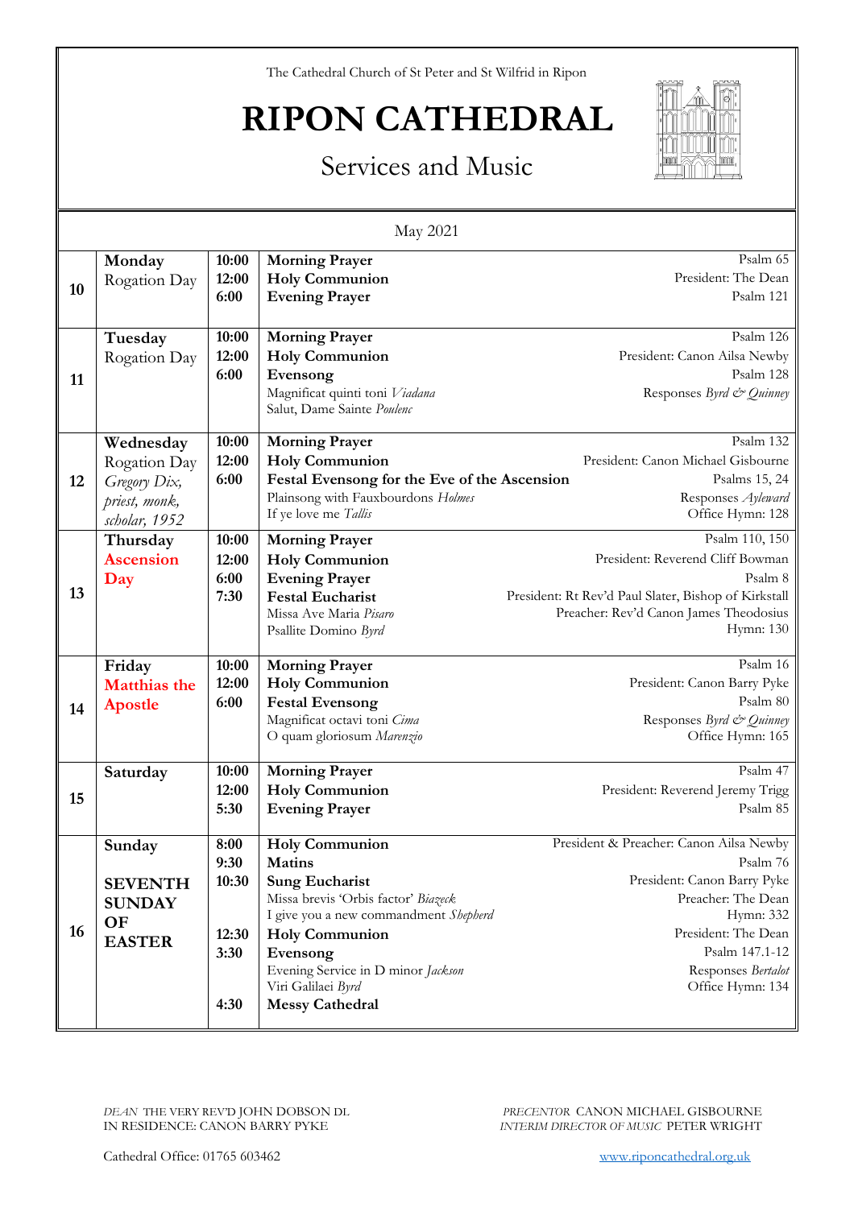The Cathedral Church of St Peter and St Wilfrid in Ripon

# RIPON CATHEDRAL

## Services and Music

May 2021

| | | | | |
|---|---|---|---|---|
| 10 | **Monday**<br>Rogation Day | **10:00**<br>**12:00**<br>**6:00** | **Morning Prayer**<br>**Holy Communion**<br>**Evening Prayer** | Psalm 65<br>President: The Dean<br>Psalm 121 |
| 11 | **Tuesday**<br>Rogation Day | **10:00**<br>**12:00**<br>**6:00** | **Morning Prayer**<br>**Holy Communion**<br>**Evensong**<br>Magnificat quinti toni *Viadana*<br>Salut, Dame Sainte *Poulenc* | Psalm 126<br>President: Canon Ailsa Newby<br>Psalm 128<br>Responses *Byrd & Quinney* |
| 12 | **Wednesday**<br>Rogation Day<br>*Gregory Dix, priest, monk, scholar, 1952* | **10:00**<br>**12:00**<br>**6:00** | **Morning Prayer**<br>**Holy Communion**<br>**Festal Evensong for the Eve of the Ascension**<br>Plainsong with Fauxbourdons *Holmes*<br>If ye love me *Tallis* | Psalm 132<br>President: Canon Michael Gisbourne<br>Psalms 15, 24<br>Responses *Aylward*<br>Office Hymn: 128 |
| 13 | **Thursday**<br>**Ascension Day** | **10:00**<br>**12:00**<br>**6:00**<br>**7:30** | **Morning Prayer**<br>**Holy Communion**<br>**Evening Prayer**<br>**Festal Eucharist**<br>Missa Ave Maria *Pisaro*<br>Psallite Domino *Byrd* | Psalm 110, 150<br>President: Reverend Cliff Bowman<br>Psalm 8<br>President: Rt Rev'd Paul Slater, Bishop of Kirkstall<br>Preacher: Rev'd Canon James Theodosius<br>Hymn: 130 |
| 14 | **Friday**<br>**Matthias the Apostle** | **10:00**<br>**12:00**<br>**6:00** | **Morning Prayer**<br>**Holy Communion**<br>**Festal Evensong**<br>Magnificat octavi toni *Cima*<br>O quam gloriosum *Marenzio* | Psalm 16<br>President: Canon Barry Pyke<br>Psalm 80<br>Responses *Byrd & Quinney*<br>Office Hymn: 165 |
| 15 | **Saturday** | **10:00**<br>**12:00**<br>**5:30** | **Morning Prayer**<br>**Holy Communion**<br>**Evening Prayer** | Psalm 47<br>President: Reverend Jeremy Trigg<br>Psalm 85 |
| 16 | **Sunday**<br><br>**SEVENTH SUNDAY OF EASTER** | **8:00**<br>**9:30**<br>**10:30**<br><br><br>**12:30**<br>**3:30**<br><br><br>**4:30** | **Holy Communion**<br>**Matins**<br>**Sung Eucharist**<br>Missa brevis 'Orbis factor' *Biazeck*<br>I give you a new commandment *Shepherd*<br>**Holy Communion**<br>**Evensong**<br>Evening Service in D minor *Jackson*<br>Viri Galilaei *Byrd*<br>**Messy Cathedral** | President & Preacher: Canon Ailsa Newby<br>Psalm 76<br>President: Canon Barry Pyke<br>Preacher: The Dean<br>Hymn: 332<br>President: The Dean<br>Psalm 147.1-12<br>Responses *Bertalot*<br>Office Hymn: 134 |

*DEAN* THE VERY REV'D JOHN DOBSON DL
IN RESIDENCE: CANON BARRY PYKE

*PRECENTOR* CANON MICHAEL GISBOURNE
*INTERIM DIRECTOR OF MUSIC* PETER WRIGHT

Cathedral Office: 01765 603462

www.riponcathedral.org.uk